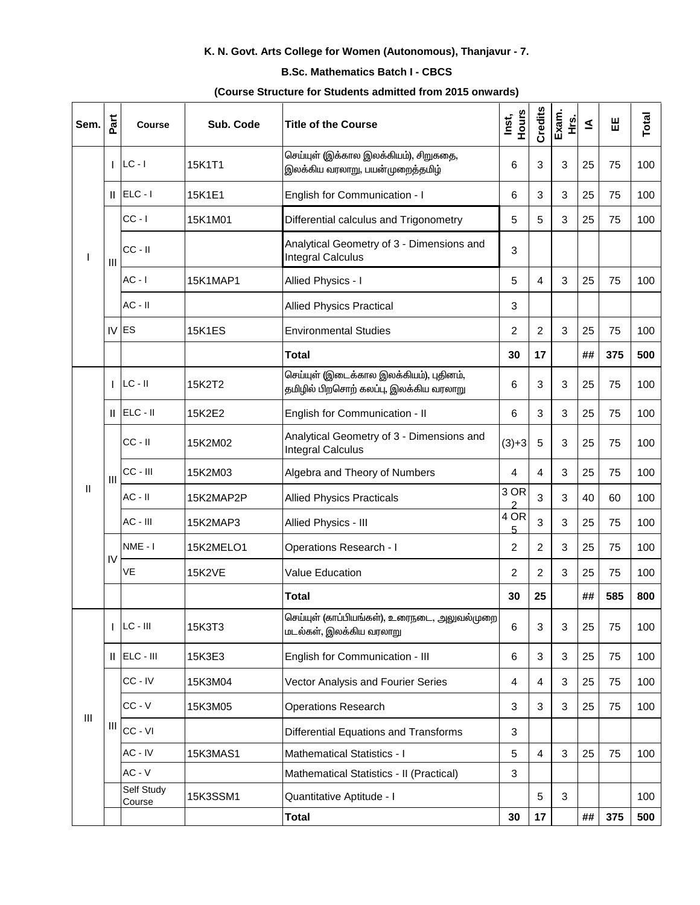**K. N. Govt. Arts College for Women (Autonomous), Thanjavur - 7.**

**B.Sc. Mathematics Batch I - CBCS**

**(Course Structure for Students admitted from 2015 onwards)**

| Sem. | Part | Course | Sub. Code | Title of the Course | Inst. Hours | Credits | Exam. Hrs. | IA | EE | Total |
|---|---|---|---|---|---|---|---|---|---|---|
| I | I | LC - I | 15K1T1 | செய்யுள் (இக்கால இலக்கியம்), சிறுகதை, இலக்கிய வரலாறு, பயன்முறைத்தமிழ் | 6 | 3 | 3 | 25 | 75 | 100 |
| | II | ELC - I | 15K1E1 | English for Communication - I | 6 | 3 | 3 | 25 | 75 | 100 |
| | III | CC - I | 15K1M01 | Differential calculus and Trigonometry | 5 | 5 | 3 | 25 | 75 | 100 |
| | | CC - II | | Analytical Geometry of 3 - Dimensions and Integral Calculus | 3 | | | | | |
| | | AC - I | 15K1MAP1 | Allied Physics - I | 5 | 4 | 3 | 25 | 75 | 100 |
| | | AC - II | | Allied Physics Practical | 3 | | | | | |
| | IV | ES | 15K1ES | Environmental Studies | 2 | 2 | 3 | 25 | 75 | 100 |
| | | | | **Total** | **30** | **17** | | **##** | **375** | **500** |
| II | I | LC - II | 15K2T2 | செய்யுள் (இடைக்கால இலக்கியம்), புதினம், தமிழில் பிறசொற் கலப்பு, இலக்கிய வரலாறு | 6 | 3 | 3 | 25 | 75 | 100 |
| | II | ELC - II | 15K2E2 | English for Communication - II | 6 | 3 | 3 | 25 | 75 | 100 |
| | III | CC - II | 15K2M02 | Analytical Geometry of 3 - Dimensions and Integral Calculus | (3)+3 | 5 | 3 | 25 | 75 | 100 |
| | | CC - III | 15K2M03 | Algebra and Theory of Numbers | 4 | 4 | 3 | 25 | 75 | 100 |
| | | AC - II | 15K2MAP2P | Allied Physics Practicals | 3 OR 2 | 3 | 3 | 40 | 60 | 100 |
| | | AC - III | 15K2MAP3 | Allied Physics - III | 4 OR 5 | 3 | 3 | 25 | 75 | 100 |
| | IV | NME - I | 15K2MELO1 | Operations Research - I | 2 | 2 | 3 | 25 | 75 | 100 |
| | | VE | 15K2VE | Value Education | 2 | 2 | 3 | 25 | 75 | 100 |
| | | | | **Total** | **30** | **25** | | **##** | **585** | **800** |
| III | I | LC - III | 15K3T3 | செய்யுள் (காப்பியங்கள்), உரைநடை, அலுவல்முறை மடல்கள், இலக்கிய வரலாறு | 6 | 3 | 3 | 25 | 75 | 100 |
| | II | ELC - III | 15K3E3 | English for Communication - III | 6 | 3 | 3 | 25 | 75 | 100 |
| | III | CC - IV | 15K3M04 | Vector Analysis and Fourier Series | 4 | 4 | 3 | 25 | 75 | 100 |
| | | CC - V | 15K3M05 | Operations Research | 3 | 3 | 3 | 25 | 75 | 100 |
| | | CC - VI | | Differential Equations and Transforms | 3 | | | | | |
| | | AC - IV | 15K3MAS1 | Mathematical Statistics - I | 5 | 4 | 3 | 25 | 75 | 100 |
| | | AC - V | | Mathematical Statistics - II (Practical) | 3 | | | | | |
| | | Self Study Course | 15K3SSM1 | Quantitative Aptitude - I | | 5 | 3 | | | 100 |
| | | | | **Total** | **30** | **17** | | **##** | **375** | **500** |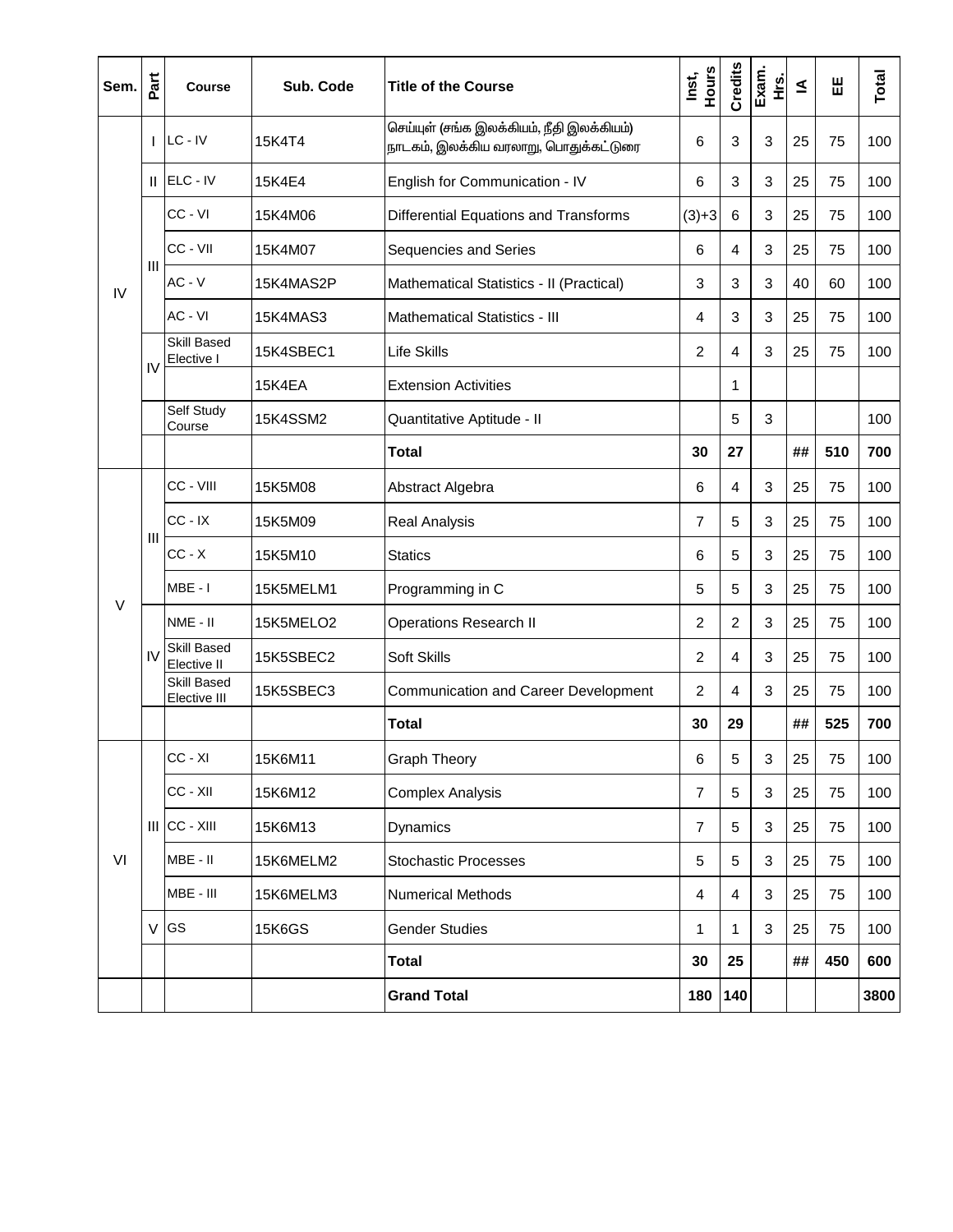| Sem. | Part | Course | Sub. Code | Title of the Course | Inst, Hours | Credits | Exam. Hrs. | IA | EE | Total |
|---|---|---|---|---|---|---|---|---|---|---|
| IV | I | LC - IV | 15K4T4 | செய்யுள் (சங்க இலக்கியம், நீதி இலக்கியம்) நாடகம், இலக்கிய வரலாறு, பொதுக்கட்டுரை | 6 | 3 | 3 | 25 | 75 | 100 |
| | II | ELC - IV | 15K4E4 | English for Communication - IV | 6 | 3 | 3 | 25 | 75 | 100 |
| | III | CC - VI | 15K4M06 | Differential Equations and Transforms | (3)+3 | 6 | 3 | 25 | 75 | 100 |
| | | CC - VII | 15K4M07 | Sequencies and Series | 6 | 4 | 3 | 25 | 75 | 100 |
| | | AC - V | 15K4MAS2P | Mathematical Statistics - II (Practical) | 3 | 3 | 3 | 40 | 60 | 100 |
| | | AC - VI | 15K4MAS3 | Mathematical Statistics - III | 4 | 3 | 3 | 25 | 75 | 100 |
| | IV | Skill Based Elective I | 15K4SBEC1 | Life Skills | 2 | 4 | 3 | 25 | 75 | 100 |
| | | | 15K4EA | Extension Activities | | 1 | | | | |
| | | Self Study Course | 15K4SSM2 | Quantitative Aptitude - II | | 5 | 3 | | | 100 |
| | | | | **Total** | **30** | **27** | | **##** | **510** | **700** |
| V | III | CC - VIII | 15K5M08 | Abstract Algebra | 6 | 4 | 3 | 25 | 75 | 100 |
| | | CC - IX | 15K5M09 | Real Analysis | 7 | 5 | 3 | 25 | 75 | 100 |
| | | CC - X | 15K5M10 | Statics | 6 | 5 | 3 | 25 | 75 | 100 |
| | | MBE - I | 15K5MELM1 | Programming in C | 5 | 5 | 3 | 25 | 75 | 100 |
| | IV | NME - II | 15K5MELO2 | Operations Research II | 2 | 2 | 3 | 25 | 75 | 100 |
| | | Skill Based Elective II | 15K5SBEC2 | Soft Skills | 2 | 4 | 3 | 25 | 75 | 100 |
| | | Skill Based Elective III | 15K5SBEC3 | Communication and Career Development | 2 | 4 | 3 | 25 | 75 | 100 |
| | | | | **Total** | **30** | **29** | | **##** | **525** | **700** |
| VI | III | CC - XI | 15K6M11 | Graph Theory | 6 | 5 | 3 | 25 | 75 | 100 |
| | | CC - XII | 15K6M12 | Complex Analysis | 7 | 5 | 3 | 25 | 75 | 100 |
| | | CC - XIII | 15K6M13 | Dynamics | 7 | 5 | 3 | 25 | 75 | 100 |
| | | MBE - II | 15K6MELM2 | Stochastic Processes | 5 | 5 | 3 | 25 | 75 | 100 |
| | | MBE - III | 15K6MELM3 | Numerical Methods | 4 | 4 | 3 | 25 | 75 | 100 |
| | V | GS | 15K6GS | Gender Studies | 1 | 1 | 3 | 25 | 75 | 100 |
| | | | | **Total** | **30** | **25** | | **##** | **450** | **600** |
| | | | | **Grand Total** | **180** | **140** | | | | **3800** |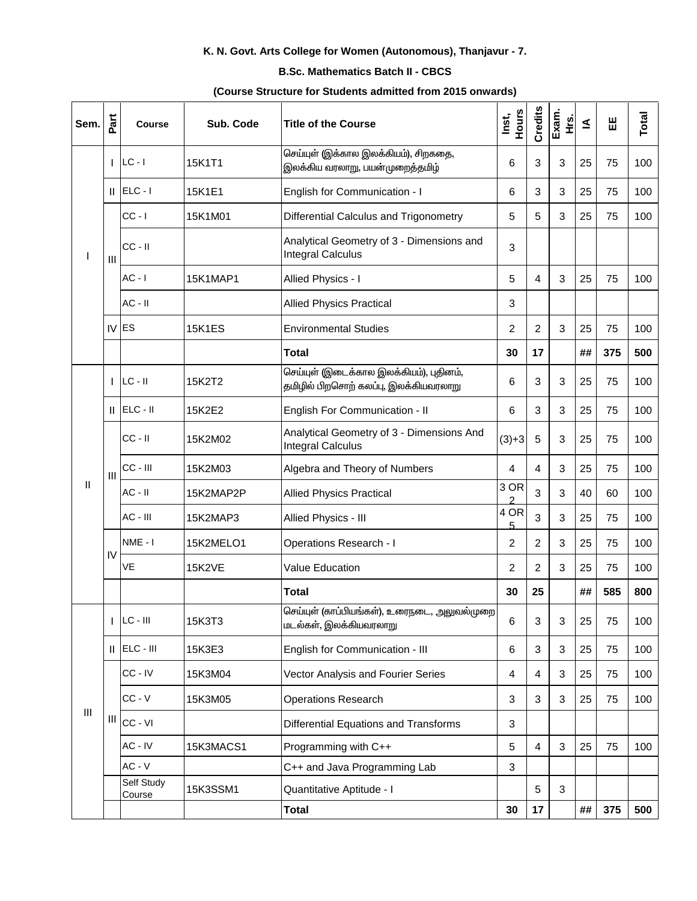**K. N. Govt. Arts College for Women (Autonomous), Thanjavur - 7.**

**B.Sc. Mathematics Batch II - CBCS**

**(Course Structure for Students admitted from 2015 onwards)**

| Sem. | Part | Course | Sub. Code | Title of the Course | Inst, Hours | Credits | Exam. Hrs. | IA | EE | Total |
|---|---|---|---|---|---|---|---|---|---|---|
| I | I | LC - I | 15K1T1 | செய்யுள் (இக்கால இலக்கியம்), சிறகதை, இலக்கிய வரலாறு, பயன்முறைத்தமிழ் | 6 | 3 | 3 | 25 | 75 | 100 |
| | II | ELC - I | 15K1E1 | English for Communication - I | 6 | 3 | 3 | 25 | 75 | 100 |
| | III | CC - I | 15K1M01 | Differential Calculus and Trigonometry | 5 | 5 | 3 | 25 | 75 | 100 |
| | | CC - II | | Analytical Geometry of 3 - Dimensions and Integral Calculus | 3 | | | | | |
| | | AC - I | 15K1MAP1 | Allied Physics - I | 5 | 4 | 3 | 25 | 75 | 100 |
| | | AC - II | | Allied Physics Practical | 3 | | | | | |
| | IV | ES | 15K1ES | Environmental Studies | 2 | 2 | 3 | 25 | 75 | 100 |
| | | | | **Total** | **30** | **17** | | **##** | **375** | **500** |
| II | I | LC - II | 15K2T2 | செய்யுள் (இடைக்கால இலக்கியம்), புதினம், தமிழில் பிறசொற் கலப்பு, இலக்கியவரலாறு | 6 | 3 | 3 | 25 | 75 | 100 |
| | II | ELC - II | 15K2E2 | English For Communication - II | 6 | 3 | 3 | 25 | 75 | 100 |
| | III | CC - II | 15K2M02 | Analytical Geometry of 3 - Dimensions And Integral Calculus | (3)+3 | 5 | 3 | 25 | 75 | 100 |
| | | CC - III | 15K2M03 | Algebra and Theory of Numbers | 4 | 4 | 3 | 25 | 75 | 100 |
| | | AC - II | 15K2MAP2P | Allied Physics Practical | 3 OR 2 | 3 | 3 | 40 | 60 | 100 |
| | | AC - III | 15K2MAP3 | Allied Physics - III | 4 OR 5 | 3 | 3 | 25 | 75 | 100 |
| | IV | NME - I | 15K2MELO1 | Operations Research - I | 2 | 2 | 3 | 25 | 75 | 100 |
| | | VE | 15K2VE | Value Education | 2 | 2 | 3 | 25 | 75 | 100 |
| | | | | **Total** | **30** | **25** | | **##** | **585** | **800** |
| III | I | LC - III | 15K3T3 | செய்யுள் (காப்பியங்கள்), உரைநடை, அலுவல்முறை மடல்கள், இலக்கியவரலாறு | 6 | 3 | 3 | 25 | 75 | 100 |
| | II | ELC - III | 15K3E3 | English for Communication - III | 6 | 3 | 3 | 25 | 75 | 100 |
| | III | CC - IV | 15K3M04 | Vector Analysis and Fourier Series | 4 | 4 | 3 | 25 | 75 | 100 |
| | | CC - V | 15K3M05 | Operations Research | 3 | 3 | 3 | 25 | 75 | 100 |
| | | CC - VI | | Differential Equations and Transforms | 3 | | | | | |
| | | AC - IV | 15K3MACS1 | Programming with C++ | 5 | 4 | 3 | 25 | 75 | 100 |
| | | AC - V | | C++ and Java Programming Lab | 3 | | | | | |
| | | Self Study Course | 15K3SSM1 | Quantitative Aptitude - I | | 5 | 3 | | | |
| | | | | **Total** | **30** | **17** | | **##** | **375** | **500** |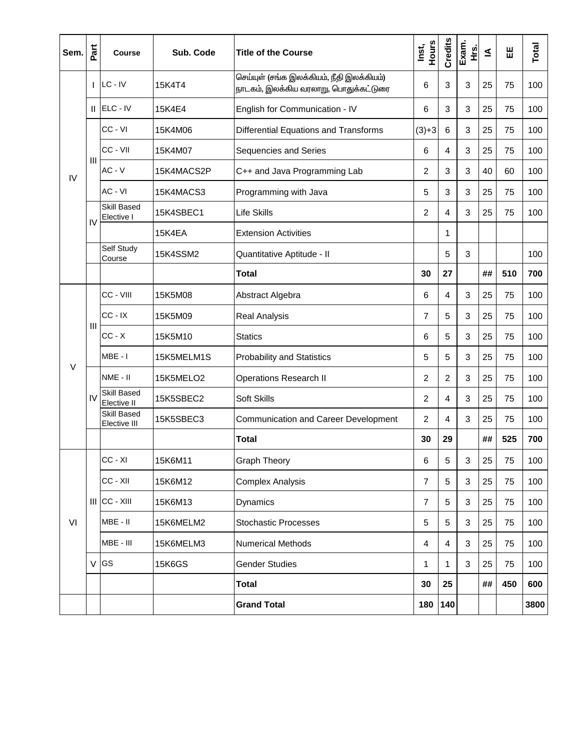| Sem. | Part | Course | Sub. Code | Title of the Course | Inst, Hours | Credits | Exam. Hrs. | IA | EE | Total |
|---|---|---|---|---|---|---|---|---|---|---|
| IV | I | LC - IV | 15K4T4 | செய்யுள் (சங்க இலக்கியம், நீதி இலக்கியம்) நாடகம், இலக்கிய வரலாறு, பொதுக்கட்டுரை | 6 | 3 | 3 | 25 | 75 | 100 |
| | II | ELC - IV | 15K4E4 | English for Communication - IV | 6 | 3 | 3 | 25 | 75 | 100 |
| | III | CC - VI | 15K4M06 | Differential Equations and Transforms | (3)+3 | 6 | 3 | 25 | 75 | 100 |
| | | CC - VII | 15K4M07 | Sequencies and Series | 6 | 4 | 3 | 25 | 75 | 100 |
| | | AC - V | 15K4MACS2P | C++ and Java Programming Lab | 2 | 3 | 3 | 40 | 60 | 100 |
| | | AC - VI | 15K4MACS3 | Programming with Java | 5 | 3 | 3 | 25 | 75 | 100 |
| | IV | Skill Based Elective I | 15K4SBEC1 | Life Skills | 2 | 4 | 3 | 25 | 75 | 100 |
| | | | 15K4EA | Extension Activities | | 1 | | | | |
| | | Self Study Course | 15K4SSM2 | Quantitative Aptitude - II | | 5 | 3 | | | 100 |
| | | | | **Total** | **30** | **27** | | **##** | **510** | **700** |
| V | III | CC - VIII | 15K5M08 | Abstract Algebra | 6 | 4 | 3 | 25 | 75 | 100 |
| | | CC - IX | 15K5M09 | Real Analysis | 7 | 5 | 3 | 25 | 75 | 100 |
| | | CC - X | 15K5M10 | Statics | 6 | 5 | 3 | 25 | 75 | 100 |
| | | MBE - I | 15K5MELM1S | Probability and Statistics | 5 | 5 | 3 | 25 | 75 | 100 |
| | IV | NME - II | 15K5MELO2 | Operations Research II | 2 | 2 | 3 | 25 | 75 | 100 |
| | | Skill Based Elective II | 15K5SBEC2 | Soft Skills | 2 | 4 | 3 | 25 | 75 | 100 |
| | | Skill Based Elective III | 15K5SBEC3 | Communication and Career Development | 2 | 4 | 3 | 25 | 75 | 100 |
| | | | | **Total** | **30** | **29** | | **##** | **525** | **700** |
| VI | III | CC - XI | 15K6M11 | Graph Theory | 6 | 5 | 3 | 25 | 75 | 100 |
| | | CC - XII | 15K6M12 | Complex Analysis | 7 | 5 | 3 | 25 | 75 | 100 |
| | | CC - XIII | 15K6M13 | Dynamics | 7 | 5 | 3 | 25 | 75 | 100 |
| | | MBE - II | 15K6MELM2 | Stochastic Processes | 5 | 5 | 3 | 25 | 75 | 100 |
| | | MBE - III | 15K6MELM3 | Numerical Methods | 4 | 4 | 3 | 25 | 75 | 100 |
| | V | GS | 15K6GS | Gender Studies | 1 | 1 | 3 | 25 | 75 | 100 |
| | | | | **Total** | **30** | **25** | | **##** | **450** | **600** |
| | | | | **Grand Total** | **180** | **140** | | | | **3800** |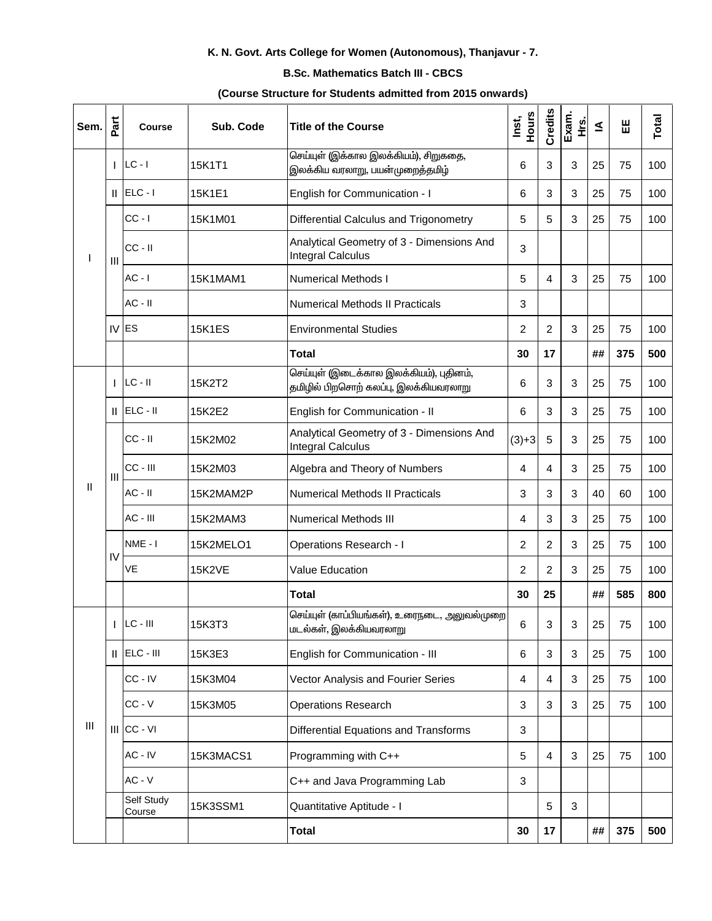**K. N. Govt. Arts College for Women (Autonomous), Thanjavur - 7.**

**B.Sc. Mathematics Batch III - CBCS**

**(Course Structure for Students admitted from 2015 onwards)**

| Sem. | Part | Course | Sub. Code | Title of the Course | Inst, Hours | Credits | Exam. Hrs. | IA | EE | Total |
|---|---|---|---|---|---|---|---|---|---|---|
| I | I | LC - I | 15K1T1 | செய்யுள் (இக்கால இலக்கியம்), சிறுகதை, இலக்கிய வரலாறு, பயன்முறைத்தமிழ் | 6 | 3 | 3 | 25 | 75 | 100 |
| | II | ELC - I | 15K1E1 | English for Communication - I | 6 | 3 | 3 | 25 | 75 | 100 |
| | III | CC - I | 15K1M01 | Differential Calculus and Trigonometry | 5 | 5 | 3 | 25 | 75 | 100 |
| | | CC - II | | Analytical Geometry of 3 - Dimensions And Integral Calculus | 3 | | | | | |
| | | AC - I | 15K1MAM1 | Numerical Methods I | 5 | 4 | 3 | 25 | 75 | 100 |
| | | AC - II | | Numerical Methods II Practicals | 3 | | | | | |
| | IV | ES | 15K1ES | Environmental Studies | 2 | 2 | 3 | 25 | 75 | 100 |
| | | | | **Total** | **30** | **17** | | **##** | **375** | **500** |
| II | I | LC - II | 15K2T2 | செய்யுள் (இடைக்கால இலக்கியம்), புதினம், தமிழில் பிறசொற் கலப்பு, இலக்கியவரலாறு | 6 | 3 | 3 | 25 | 75 | 100 |
| | II | ELC - II | 15K2E2 | English for Communication - II | 6 | 3 | 3 | 25 | 75 | 100 |
| | III | CC - II | 15K2M02 | Analytical Geometry of 3 - Dimensions And Integral Calculus | (3)+3 | 5 | 3 | 25 | 75 | 100 |
| | | CC - III | 15K2M03 | Algebra and Theory of Numbers | 4 | 4 | 3 | 25 | 75 | 100 |
| | | AC - II | 15K2MAM2P | Numerical Methods II Practicals | 3 | 3 | 3 | 40 | 60 | 100 |
| | | AC - III | 15K2MAM3 | Numerical Methods III | 4 | 3 | 3 | 25 | 75 | 100 |
| | IV | NME - I | 15K2MELO1 | Operations Research - I | 2 | 2 | 3 | 25 | 75 | 100 |
| | | VE | 15K2VE | Value Education | 2 | 2 | 3 | 25 | 75 | 100 |
| | | | | **Total** | **30** | **25** | | **##** | **585** | **800** |
| III | I | LC - III | 15K3T3 | செய்யுள் (காப்பியங்கள்), உரைநடை, அலுவல்முறை மடல்கள், இலக்கியவரலாறு | 6 | 3 | 3 | 25 | 75 | 100 |
| | II | ELC - III | 15K3E3 | English for Communication - III | 6 | 3 | 3 | 25 | 75 | 100 |
| | III | CC - IV | 15K3M04 | Vector Analysis and Fourier Series | 4 | 4 | 3 | 25 | 75 | 100 |
| | | CC - V | 15K3M05 | Operations Research | 3 | 3 | 3 | 25 | 75 | 100 |
| | | CC - VI | | Differential Equations and Transforms | 3 | | | | | |
| | | AC - IV | 15K3MACS1 | Programming with C++ | 5 | 4 | 3 | 25 | 75 | 100 |
| | | AC - V | | C++ and Java Programming Lab | 3 | | | | | |
| | | Self Study Course | 15K3SSM1 | Quantitative Aptitude - I | | 5 | 3 | | | |
| | | | | **Total** | **30** | **17** | | **##** | **375** | **500** |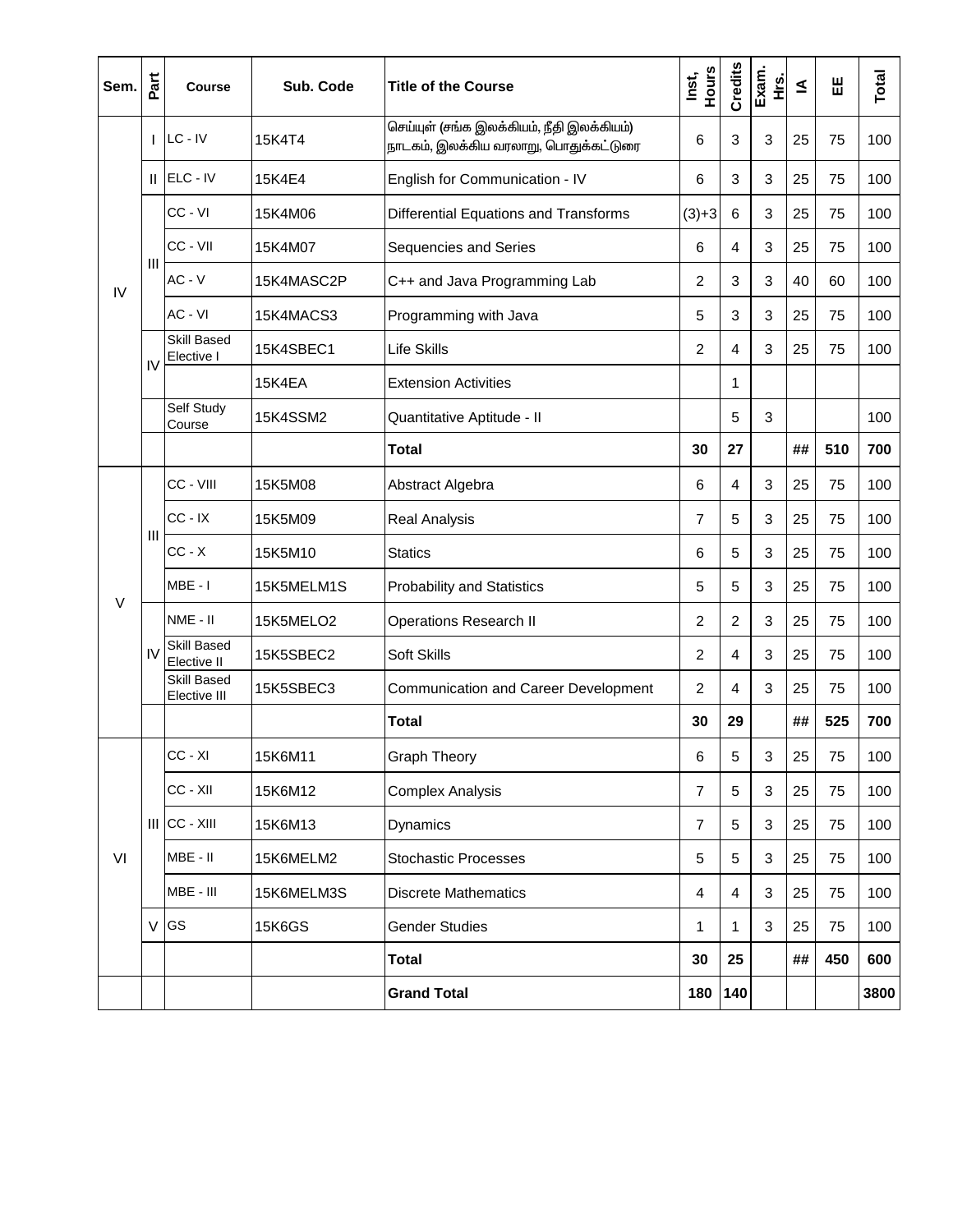| Sem. | Part | Course | Sub. Code | Title of the Course | Inst, Hours | Credits | Exam. Hrs. | IA | EE | Total |
|---|---|---|---|---|---|---|---|---|---|---|
| IV | I | LC - IV | 15K4T4 | செய்யுள் (சங்க இலக்கியம், நீதி இலக்கியம்) நாடகம், இலக்கிய வரலாறு, பொதுக்கட்டுரை | 6 | 3 | 3 | 25 | 75 | 100 |
| | II | ELC - IV | 15K4E4 | English for Communication - IV | 6 | 3 | 3 | 25 | 75 | 100 |
| | III | CC - VI | 15K4M06 | Differential Equations and Transforms | (3)+3 | 6 | 3 | 25 | 75 | 100 |
| | | CC - VII | 15K4M07 | Sequencies and Series | 6 | 4 | 3 | 25 | 75 | 100 |
| | | AC - V | 15K4MASC2P | C++ and Java Programming Lab | 2 | 3 | 3 | 40 | 60 | 100 |
| | | AC - VI | 15K4MACS3 | Programming with Java | 5 | 3 | 3 | 25 | 75 | 100 |
| | IV | Skill Based Elective I | 15K4SBEC1 | Life Skills | 2 | 4 | 3 | 25 | 75 | 100 |
| | | | 15K4EA | Extension Activities | | 1 | | | | |
| | | Self Study Course | 15K4SSM2 | Quantitative Aptitude - II | | 5 | 3 | | | 100 |
| | | | | **Total** | **30** | **27** | | **##** | **510** | **700** |
| V | III | CC - VIII | 15K5M08 | Abstract Algebra | 6 | 4 | 3 | 25 | 75 | 100 |
| | | CC - IX | 15K5M09 | Real Analysis | 7 | 5 | 3 | 25 | 75 | 100 |
| | | CC - X | 15K5M10 | Statics | 6 | 5 | 3 | 25 | 75 | 100 |
| | | MBE - I | 15K5MELM1S | Probability and Statistics | 5 | 5 | 3 | 25 | 75 | 100 |
| | IV | NME - II | 15K5MELO2 | Operations Research II | 2 | 2 | 3 | 25 | 75 | 100 |
| | | Skill Based Elective II | 15K5SBEC2 | Soft Skills | 2 | 4 | 3 | 25 | 75 | 100 |
| | | Skill Based Elective III | 15K5SBEC3 | Communication and Career Development | 2 | 4 | 3 | 25 | 75 | 100 |
| | | | | **Total** | **30** | **29** | | **##** | **525** | **700** |
| VI | III | CC - XI | 15K6M11 | Graph Theory | 6 | 5 | 3 | 25 | 75 | 100 |
| | | CC - XII | 15K6M12 | Complex Analysis | 7 | 5 | 3 | 25 | 75 | 100 |
| | | CC - XIII | 15K6M13 | Dynamics | 7 | 5 | 3 | 25 | 75 | 100 |
| | | MBE - II | 15K6MELM2 | Stochastic Processes | 5 | 5 | 3 | 25 | 75 | 100 |
| | | MBE - III | 15K6MELM3S | Discrete Mathematics | 4 | 4 | 3 | 25 | 75 | 100 |
| | V | GS | 15K6GS | Gender Studies | 1 | 1 | 3 | 25 | 75 | 100 |
| | | | | **Total** | **30** | **25** | | **##** | **450** | **600** |
| | | | | **Grand Total** | **180** | **140** | | | | **3800** |